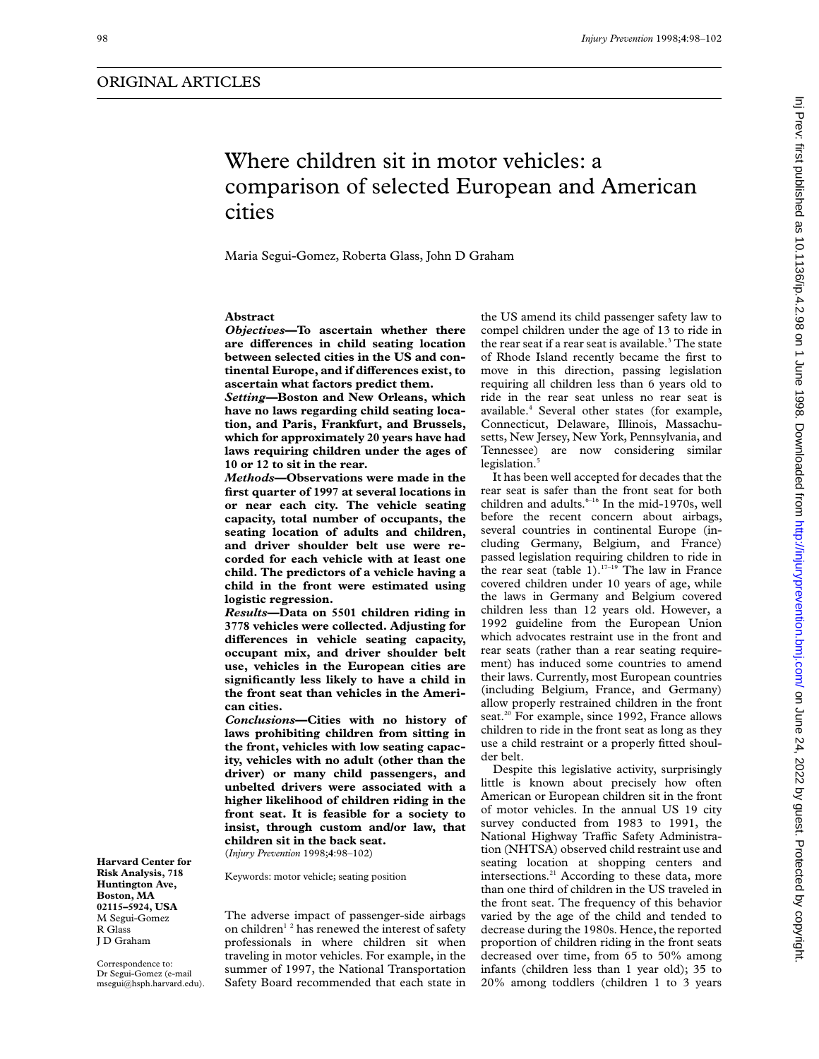ORIGINAL ARTICLES

# Where children sit in motor vehicles: a comparison of selected European and American cities

Maria Segui-Gomez, Roberta Glass, John D Graham

## Abstract

***Objectives*—To ascertain whether there are differences in child seating location between selected cities in the US and continental Europe, and if differences exist, to ascertain what factors predict them.**

***Setting*—Boston and New Orleans, which have no laws regarding child seating location, and Paris, Frankfurt, and Brussels, which for approximately 20 years have had laws requiring children under the ages of 10 or 12 to sit in the rear.**

***Methods*—Observations were made in the first quarter of 1997 at several locations in or near each city. The vehicle seating capacity, total number of occupants, the seating location of adults and children, and driver shoulder belt use were recorded for each vehicle with at least one child. The predictors of a vehicle having a child in the front were estimated using logistic regression.**

***Results*—Data on 5501 children riding in 3778 vehicles were collected. Adjusting for differences in vehicle seating capacity, occupant mix, and driver shoulder belt use, vehicles in the European cities are significantly less likely to have a child in the front seat than vehicles in the American cities.**

***Conclusions*—Cities with no history of laws prohibiting children from sitting in the front, vehicles with low seating capacity, vehicles with no adult (other than the driver) or many child passengers, and unbelted drivers were associated with a higher likelihood of children riding in the front seat. It is feasible for a society to insist, through custom and/or law, that children sit in the back seat.**

(*Injury Prevention* 1998;**4**:98–102)

Keywords: motor vehicle; seating position

**Harvard Center for Risk Analysis, 718 Huntington Ave, Boston, MA 02115–5924, USA**
M Segui-Gomez
R Glass
J D Graham

Correspondence to: Dr Segui-Gomez (e-mail msegui@hsph.harvard.edu).

The adverse impact of passenger-side airbags on children[1,2] has renewed the interest of safety professionals in where children sit when traveling in motor vehicles. For example, in the summer of 1997, the National Transportation Safety Board recommended that each state in the US amend its child passenger safety law to compel children under the age of 13 to ride in the rear seat if a rear seat is available.[3] The state of Rhode Island recently became the first to move in this direction, passing legislation requiring all children less than 6 years old to ride in the rear seat unless no rear seat is available.[4] Several other states (for example, Connecticut, Delaware, Illinois, Massachusetts, New Jersey, New York, Pennsylvania, and Tennessee) are now considering similar legislation.[5]

It has been well accepted for decades that the rear seat is safer than the front seat for both children and adults.[6–16] In the mid-1970s, well before the recent concern about airbags, several countries in continental Europe (including Germany, Belgium, and France) passed legislation requiring children to ride in the rear seat (table 1).[17–19] The law in France covered children under 10 years of age, while the laws in Germany and Belgium covered children less than 12 years old. However, a 1992 guideline from the European Union which advocates restraint use in the front and rear seats (rather than a rear seating requirement) has induced some countries to amend their laws. Currently, most European countries (including Belgium, France, and Germany) allow properly restrained children in the front seat.[20] For example, since 1992, France allows children to ride in the front seat as long as they use a child restraint or a properly fitted shoulder belt.

Despite this legislative activity, surprisingly little is known about precisely how often American or European children sit in the front of motor vehicles. In the annual US 19 city survey conducted from 1983 to 1991, the National Highway Traffic Safety Administration (NHTSA) observed child restraint use and seating location at shopping centers and intersections.[21] According to these data, more than one third of children in the US traveled in the front seat. The frequency of this behavior varied by the age of the child and tended to decrease during the 1980s. Hence, the reported proportion of children riding in the front seats decreased over time, from 65 to 50% among infants (children less than 1 year old); 35 to 20% among toddlers (children 1 to 3 years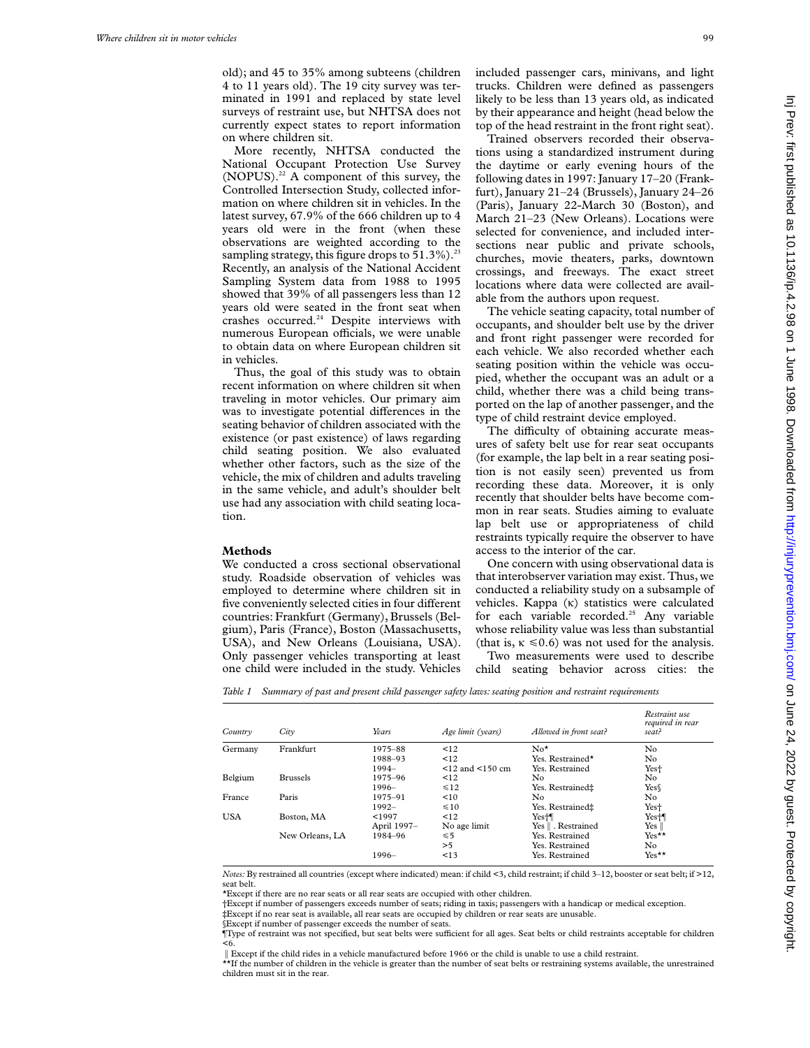old); and 45 to 35% among subteens (children 4 to 11 years old). The 19 city survey was terminated in 1991 and replaced by state level surveys of restraint use, but NHTSA does not currently expect states to report information on where children sit.

More recently, NHTSA conducted the National Occupant Protection Use Survey (NOPUS).[22] A component of this survey, the Controlled Intersection Study, collected information on where children sit in vehicles. In the latest survey, 67.9% of the 666 children up to 4 years old were in the front (when these observations are weighted according to the sampling strategy, this figure drops to 51.3%).[23] Recently, an analysis of the National Accident Sampling System data from 1988 to 1995 showed that 39% of all passengers less than 12 years old were seated in the front seat when crashes occurred.[24] Despite interviews with numerous European officials, we were unable to obtain data on where European children sit in vehicles.

Thus, the goal of this study was to obtain recent information on where children sit when traveling in motor vehicles. Our primary aim was to investigate potential differences in the seating behavior of children associated with the existence (or past existence) of laws regarding child seating position. We also evaluated whether other factors, such as the size of the vehicle, the mix of children and adults traveling in the same vehicle, and adult's shoulder belt use had any association with child seating location.

## Methods

We conducted a cross sectional observational study. Roadside observation of vehicles was employed to determine where children sit in five conveniently selected cities in four different countries: Frankfurt (Germany), Brussels (Belgium), Paris (France), Boston (Massachusetts, USA), and New Orleans (Louisiana, USA). Only passenger vehicles transporting at least one child were included in the study. Vehicles included passenger cars, minivans, and light trucks. Children were defined as passengers likely to be less than 13 years old, as indicated by their appearance and height (head below the top of the head restraint in the front right seat).

Trained observers recorded their observations using a standardized instrument during the daytime or early evening hours of the following dates in 1997: January 17–20 (Frankfurt), January 21–24 (Brussels), January 24–26 (Paris), January 22-March 30 (Boston), and March 21–23 (New Orleans). Locations were selected for convenience, and included intersections near public and private schools, churches, movie theaters, parks, downtown crossings, and freeways. The exact street locations where data were collected are available from the authors upon request.

The vehicle seating capacity, total number of occupants, and shoulder belt use by the driver and front right passenger were recorded for each vehicle. We also recorded whether each seating position within the vehicle was occupied, whether the occupant was an adult or a child, whether there was a child being transported on the lap of another passenger, and the type of child restraint device employed.

The difficulty of obtaining accurate measures of safety belt use for rear seat occupants (for example, the lap belt in a rear seating position is not easily seen) prevented us from recording these data. Moreover, it is only recently that shoulder belts have become common in rear seats. Studies aiming to evaluate lap belt use or appropriateness of child restraints typically require the observer to have access to the interior of the car.

One concern with using observational data is that interobserver variation may exist. Thus, we conducted a reliability study on a subsample of vehicles. Kappa ($\kappa$) statistics were calculated for each variable recorded.[25] Any variable whose reliability value was less than substantial (that is, $\kappa \leq 0.6$) was not used for the analysis.

Two measurements were used to describe child seating behavior across cities: the

*Table 1 Summary of past and present child passenger safety laws: seating position and restraint requirements*

| *Country* | *City* | *Years* | *Age limit (years)* | *Allowed in front seat?* | *Restraint use required in rear seat?* |
|---|---|---|---|---|---|
| Germany | Frankfurt | 1975–88 | <12 | No* | No |
| | | 1988–93 | <12 | Yes. Restrained* | No |
| | | 1994– | <12 and <150 cm | Yes. Restrained | Yes† |
| Belgium | Brussels | 1975–96 | <12 | No | No |
| | | 1996– | ≤12 | Yes. Restrained‡ | Yes§ |
| France | Paris | 1975–91 | <10 | No | No |
| | | 1992– | ≤10 | Yes. Restrained‡ | Yes† |
| USA | Boston, MA | <1997 | <12 | Yes†¶ | Yes†¶ |
| | | April 1997– | No age limit | Yes ‖. Restrained | Yes ‖ |
| | New Orleans, LA | 1984–96 | ≤5 | Yes. Restrained | Yes** |
| | | | >5 | Yes. Restrained | No |
| | | 1996– | <13 | Yes. Restrained | Yes** |

*Notes:* By restrained all countries (except where indicated) mean: if child <3, child restraint; if child 3–12, booster or seat belt; if >12, seat belt.

*Except if there are no rear seats or all rear seats are occupied with other children.

†Except if number of passengers exceeds number of seats; riding in taxis; passengers with a handicap or medical exception.

‡Except if no rear seat is available, all rear seats are occupied by children or rear seats are unusable.

§Except if number of passenger exceeds the number of seats.

¶Type of restraint was not specified, but seat belts were sufficient for all ages. Seat belts or child restraints acceptable for children <6.

‖ Except if the child rides in a vehicle manufactured before 1966 or the child is unable to use a child restraint.

**If the number of children in the vehicle is greater than the number of seat belts or restraining systems available, the unrestrained children must sit in the rear.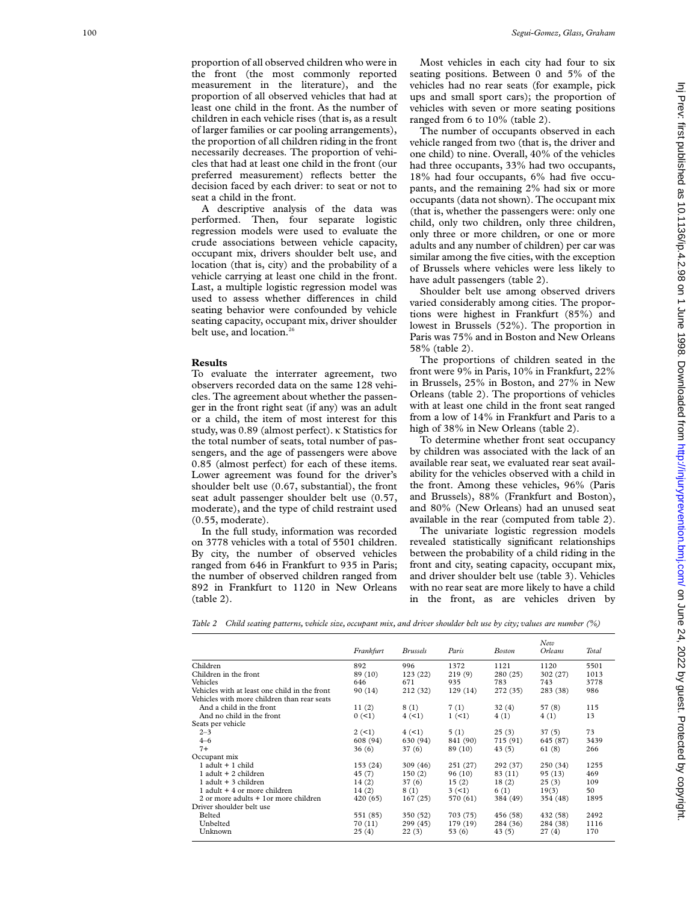proportion of all observed children who were in the front (the most commonly reported measurement in the literature), and the proportion of all observed vehicles that had at least one child in the front. As the number of children in each vehicle rises (that is, as a result of larger families or car pooling arrangements), the proportion of all children riding in the front necessarily decreases. The proportion of vehicles that had at least one child in the front (our preferred measurement) reflects better the decision faced by each driver: to seat or not to seat a child in the front.

A descriptive analysis of the data was performed. Then, four separate logistic regression models were used to evaluate the crude associations between vehicle capacity, occupant mix, drivers shoulder belt use, and location (that is, city) and the probability of a vehicle carrying at least one child in the front. Last, a multiple logistic regression model was used to assess whether differences in child seating behavior were confounded by vehicle seating capacity, occupant mix, driver shoulder belt use, and location.[26]

## Results

To evaluate the interrater agreement, two observers recorded data on the same 128 vehicles. The agreement about whether the passenger in the front right seat (if any) was an adult or a child, the item of most interest for this study, was 0.89 (almost perfect). κ Statistics for the total number of seats, total number of passengers, and the age of passengers were above 0.85 (almost perfect) for each of these items. Lower agreement was found for the driver's shoulder belt use (0.67, substantial), the front seat adult passenger shoulder belt use (0.57, moderate), and the type of child restraint used (0.55, moderate).

In the full study, information was recorded on 3778 vehicles with a total of 5501 children. By city, the number of observed vehicles ranged from 646 in Frankfurt to 935 in Paris; the number of observed children ranged from 892 in Frankfurt to 1120 in New Orleans (table 2).

Most vehicles in each city had four to six seating positions. Between 0 and 5% of the vehicles had no rear seats (for example, pick ups and small sport cars); the proportion of vehicles with seven or more seating positions ranged from 6 to 10% (table 2).

The number of occupants observed in each vehicle ranged from two (that is, the driver and one child) to nine. Overall, 40% of the vehicles had three occupants, 33% had two occupants, 18% had four occupants, 6% had five occupants, and the remaining 2% had six or more occupants (data not shown). The occupant mix (that is, whether the passengers were: only one child, only two children, only three children, only three or more children, or one or more adults and any number of children) per car was similar among the five cities, with the exception of Brussels where vehicles were less likely to have adult passengers (table 2).

Shoulder belt use among observed drivers varied considerably among cities. The proportions were highest in Frankfurt (85%) and lowest in Brussels (52%). The proportion in Paris was 75% and in Boston and New Orleans 58% (table 2).

The proportions of children seated in the front were 9% in Paris, 10% in Frankfurt, 22% in Brussels, 25% in Boston, and 27% in New Orleans (table 2). The proportions of vehicles with at least one child in the front seat ranged from a low of 14% in Frankfurt and Paris to a high of 38% in New Orleans (table 2).

To determine whether front seat occupancy by children was associated with the lack of an available rear seat, we evaluated rear seat availability for the vehicles observed with a child in the front. Among these vehicles, 96% (Paris and Brussels), 88% (Frankfurt and Boston), and 80% (New Orleans) had an unused seat available in the rear (computed from table 2).

The univariate logistic regression models revealed statistically significant relationships between the probability of a child riding in the front and city, seating capacity, occupant mix, and driver shoulder belt use (table 3). Vehicles with no rear seat are more likely to have a child in the front, as are vehicles driven by

*Table 2 Child seating patterns, vehicle size, occupant mix, and driver shoulder belt use by city; values are number (%)*

| | Frankfurt | Brussels | Paris | Boston | New Orleans | Total |
|---|---|---|---|---|---|---|
| Children | 892 | 996 | 1372 | 1121 | 1120 | 5501 |
| Children in the front | 89 (10) | 123 (22) | 219 (9) | 280 (25) | 302 (27) | 1013 |
| Vehicles | 646 | 671 | 935 | 783 | 743 | 3778 |
| Vehicles with at least one child in the front | 90 (14) | 212 (32) | 129 (14) | 272 (35) | 283 (38) | 986 |
| Vehicles with more children than rear seats | | | | | | |
| And a child in the front | 11 (2) | 8 (1) | 7 (1) | 32 (4) | 57 (8) | 115 |
| And no child in the front | 0 (<1) | 4 (<1) | 1 (<1) | 4 (1) | 4 (1) | 13 |
| Seats per vehicle | | | | | | |
| 2–3 | 2 (<1) | 4 (<1) | 5 (1) | 25 (3) | 37 (5) | 73 |
| 4–6 | 608 (94) | 630 (94) | 841 (90) | 715 (91) | 645 (87) | 3439 |
| 7+ | 36 (6) | 37 (6) | 89 (10) | 43 (5) | 61 (8) | 266 |
| Occupant mix | | | | | | |
| 1 adult + 1 child | 153 (24) | 309 (46) | 251 (27) | 292 (37) | 250 (34) | 1255 |
| 1 adult + 2 children | 45 (7) | 150 (2) | 96 (10) | 83 (11) | 95 (13) | 469 |
| 1 adult + 3 children | 14 (2) | 37 (6) | 15 (2) | 18 (2) | 25 (3) | 109 |
| 1 adult + 4 or more children | 14 (2) | 8 (1) | 3 (<1) | 6 (1) | 19(3) | 50 |
| 2 or more adults + 1or more children | 420 (65) | 167 (25) | 570 (61) | 384 (49) | 354 (48) | 1895 |
| Driver shoulder belt use | | | | | | |
| Belted | 551 (85) | 350 (52) | 703 (75) | 456 (58) | 432 (58) | 2492 |
| Unbelted | 70 (11) | 299 (45) | 179 (19) | 284 (36) | 284 (38) | 1116 |
| Unknown | 25 (4) | 22 (3) | 53 (6) | 43 (5) | 27 (4) | 170 |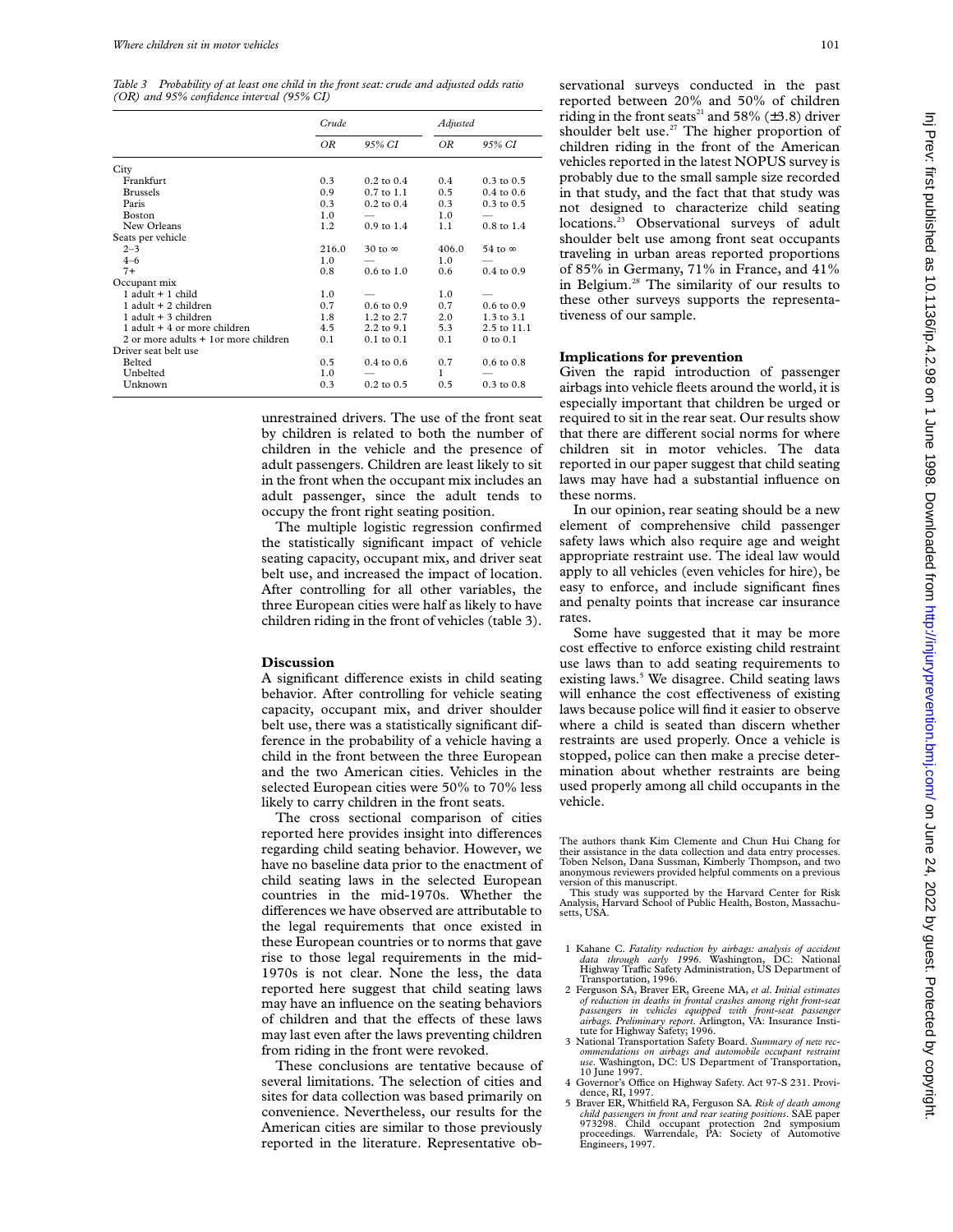*Table 3 Probability of at least one child in the front seat: crude and adjusted odds ratio (OR) and 95% confidence interval (95% CI)*

| | Crude | | Adjusted | |
|---|---|---|---|---|
| | OR | 95% CI | OR | 95% CI |
| City | | | | |
| Frankfurt | 0.3 | 0.2 to 0.4 | 0.4 | 0.3 to 0.5 |
| Brussels | 0.9 | 0.7 to 1.1 | 0.5 | 0.4 to 0.6 |
| Paris | 0.3 | 0.2 to 0.4 | 0.3 | 0.3 to 0.5 |
| Boston | 1.0 | — | 1.0 | — |
| New Orleans | 1.2 | 0.9 to 1.4 | 1.1 | 0.8 to 1.4 |
| Seats per vehicle | | | | |
| 2–3 | 216.0 | 30 to ∞ | 406.0 | 54 to ∞ |
| 4–6 | 1.0 | — | 1.0 | — |
| 7+ | 0.8 | 0.6 to 1.0 | 0.6 | 0.4 to 0.9 |
| Occupant mix | | | | |
| 1 adult + 1 child | 1.0 | — | 1.0 | — |
| 1 adult + 2 children | 0.7 | 0.6 to 0.9 | 0.7 | 0.6 to 0.9 |
| 1 adult + 3 children | 1.8 | 1.2 to 2.7 | 2.0 | 1.3 to 3.1 |
| 1 adult + 4 or more children | 4.5 | 2.2 to 9.1 | 5.3 | 2.5 to 11.1 |
| 2 or more adults + 1or more children | 0.1 | 0.1 to 0.1 | 0.1 | 0 to 0.1 |
| Driver seat belt use | | | | |
| Belted | 0.5 | 0.4 to 0.6 | 0.7 | 0.6 to 0.8 |
| Unbelted | 1.0 | — | 1 | — |
| Unknown | 0.3 | 0.2 to 0.5 | 0.5 | 0.3 to 0.8 |

unrestrained drivers. The use of the front seat by children is related to both the number of children in the vehicle and the presence of adult passengers. Children are least likely to sit in the front when the occupant mix includes an adult passenger, since the adult tends to occupy the front right seating position.

The multiple logistic regression confirmed the statistically significant impact of vehicle seating capacity, occupant mix, and driver seat belt use, and increased the impact of location. After controlling for all other variables, the three European cities were half as likely to have children riding in the front of vehicles (table 3).

## Discussion

A significant difference exists in child seating behavior. After controlling for vehicle seating capacity, occupant mix, and driver shoulder belt use, there was a statistically significant difference in the probability of a vehicle having a child in the front between the three European and the two American cities. Vehicles in the selected European cities were 50% to 70% less likely to carry children in the front seats.

The cross sectional comparison of cities reported here provides insight into differences regarding child seating behavior. However, we have no baseline data prior to the enactment of child seating laws in the selected European countries in the mid-1970s. Whether the differences we have observed are attributable to the legal requirements that once existed in these European countries or to norms that gave rise to those legal requirements in the mid-1970s is not clear. None the less, the data reported here suggest that child seating laws may have an influence on the seating behaviors of children and that the effects of these laws may last even after the laws preventing children from riding in the front were revoked.

These conclusions are tentative because of several limitations. The selection of cities and sites for data collection was based primarily on convenience. Nevertheless, our results for the American cities are similar to those previously reported in the literature. Representative observational surveys conducted in the past reported between 20% and 50% of children riding in the front seats[21] and 58% (±3.8) driver shoulder belt use.[27] The higher proportion of children riding in the front of the American vehicles reported in the latest NOPUS survey is probably due to the small sample size recorded in that study, and the fact that that study was not designed to characterize child seating locations.[23] Observational surveys of adult shoulder belt use among front seat occupants traveling in urban areas reported proportions of 85% in Germany, 71% in France, and 41% in Belgium.[28] The similarity of our results to these other surveys supports the representativeness of our sample.

### Implications for prevention

Given the rapid introduction of passenger airbags into vehicle fleets around the world, it is especially important that children be urged or required to sit in the rear seat. Our results show that there are different social norms for where children sit in motor vehicles. The data reported in our paper suggest that child seating laws may have had a substantial influence on these norms.

In our opinion, rear seating should be a new element of comprehensive child passenger safety laws which also require age and weight appropriate restraint use. The ideal law would apply to all vehicles (even vehicles for hire), be easy to enforce, and include significant fines and penalty points that increase car insurance rates.

Some have suggested that it may be more cost effective to enforce existing child restraint use laws than to add seating requirements to existing laws.[5] We disagree. Child seating laws will enhance the cost effectiveness of existing laws because police will find it easier to observe where a child is seated than discern whether restraints are used properly. Once a vehicle is stopped, police can then make a precise determination about whether restraints are being used properly among all child occupants in the vehicle.

The authors thank Kim Clemente and Chun Hui Chang for their assistance in the data collection and data entry processes. Toben Nelson, Dana Sussman, Kimberly Thompson, and two anonymous reviewers provided helpful comments on a previous version of this manuscript.

This study was supported by the Harvard Center for Risk Analysis, Harvard School of Public Health, Boston, Massachusetts, USA.

1 Kahane C. *Fatality reduction by airbags: analysis of accident data through early 1996*. Washington, DC: National Highway Traffic Safety Administration, US Department of Transportation, 1996.
2 Ferguson SA, Braver ER, Greene MA, *et al*. *Initial estimates of reduction in deaths in frontal crashes among right front-seat passengers in vehicles equipped with front-seat passenger airbags. Preliminary report*. Arlington, VA: Insurance Institute for Highway Safety; 1996.
3 National Transportation Safety Board. *Summary of new recommendations on airbags and automobile occupant restraint use*. Washington, DC: US Department of Transportation, 10 June 1997.
4 Governor's Office on Highway Safety. Act 97-S 231. Providence, RI, 1997.
5 Braver ER, Whitfield RA, Ferguson SA. *Risk of death among child passengers in front and rear seating positions*. SAE paper 973298. Child occupant protection 2nd symposium proceedings. Warrendale, PA: Society of Automotive Engineers, 1997.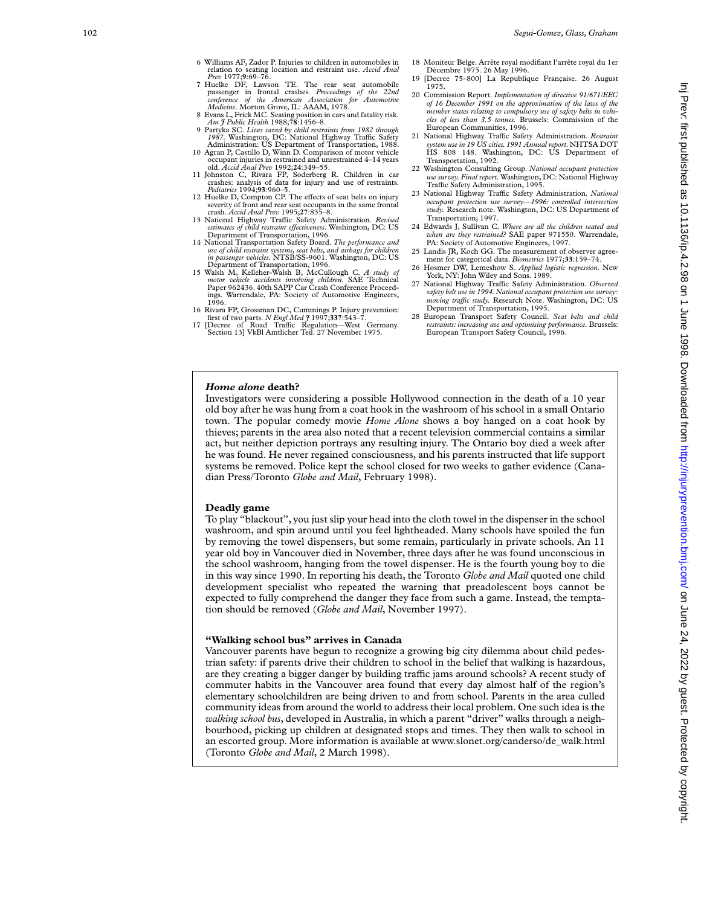6 Williams AF, Zador P. Injuries to children in automobiles in relation to seating location and restraint use. *Accid Anal Prev* 1977;**9**:69–76.
7 Huelke DF, Lawson TE. The rear seat automobile passenger in frontal crashes. *Proceedings of the 22nd conference of the American Association for Automotive Medicine*. Morton Grove, IL: AAAM, 1978.
8 Evans L, Frick MC. Seating position in cars and fatality risk. *Am J Public Health* 1988;**78**:1456–8.
9 Partyka SC. *Lives saved by child restraints from 1982 through 1987*. Washington, DC: National Highway Traffic Safety Administration: US Department of Transportation, 1988.
10 Agran P, Castillo D, Winn D. Comparison of motor vehicle occupant injuries in restrained and unrestrained 4–14 years old. *Accid Anal Prev* 1992;**24**:349–55.
11 Johnston C, Rivara FP, Soderberg R. Children in car crashes: analysis of data for injury and use of restraints. *Pediatrics* 1994;**93**:960–5.
12 Huelke D, Compton CP. The effects of seat belts on injury severity of front and rear seat occupants in the same frontal crash. *Accid Anal Prev* 1995;**27**:835–8.
13 National Highway Traffic Safety Administration. *Revised estimates of child restraint effectiveness*. Washington, DC: US Department of Transportation, 1996.
14 National Transportation Safety Board. *The performance and use of child restraint systems, seat belts, and airbags for children in passenger vehicles.* NTSB/SS-9601. Washington, DC: US Department of Transportation, 1996.
15 Walsh M, Kelleher-Walsh B, McCullough C. *A study of motor vehicle accidents involving children.* SAE Technical Paper 962436. 40th SAPP Car Crash Conference Proceedings. Warrendale, PA: Society of Automotive Engineers, 1996.
16 Rivara FP, Grossman DC, Cummings P. Injury prevention: first of two parts. *N Engl Med J* 1997;**337**:543–7.
17 [Decree of Road Traffic Regulation—West Germany. Section 13] VkBl Amtlicher Teil. 27 November 1975.
18 Moniteur Belge. Arrête royal modifiant l'arrête royal du 1er Décembre 1975. 26 May 1996.
19 [Decree 75–800] La Republique Française. 26 August 1975.
20 Commission Report. *Implementation of directive 91/671/EEC of 16 December 1991 on the approximation of the laws of the member states relating to compulsory use of safety belts in vehicles of less than 3.5 tonnes.* Brussels: Commission of the European Communities, 1996.
21 National Highway Traffic Safety Administration. *Restraint system use in 19 US cities. 1991 Annual report*. NHTSA DOT HS 808 148. Washington, DC: US Department of Transportation, 1992.
22 Washington Consulting Group. *National occupant protection use survey. Final report*. Washington, DC: National Highway Traffic Safety Administration, 1995.
23 National Highway Traffic Safety Administration. *National occupant protection use survey—1996: controlled intersection study.* Research note. Washington, DC: US Department of Transportation; 1997.
24 Edwards J, Sullivan C. *Where are all the children seated and when are they restrained?* SAE paper 971550. Warrendale, PA: Society of Automotive Engineers, 1997.
25 Landis JR, Koch GG. The measurement of observer agreement for categorical data. *Biometrics* 1977;**33**:159–74.
26 Hosmer DW, Lemeshow S. *Applied logistic regression*. New York, NY: John Wiley and Sons. 1989.
27 National Highway Traffic Safety Administration. *Observed safety belt use in 1994. National occupant protection use survey: moving traffic study.* Research Note. Washington, DC: US Department of Transportation, 1995.
28 European Transport Safety Council. *Seat belts and child restraints: increasing use and optimising performance*. Brussels: European Transport Safety Council, 1996.

### *Home alone* death?

Investigators were considering a possible Hollywood connection in the death of a 10 year old boy after he was hung from a coat hook in the washroom of his school in a small Ontario town. The popular comedy movie *Home Alone* shows a boy hanged on a coat hook by thieves; parents in the area also noted that a recent television commercial contains a similar act, but neither depiction portrays any resulting injury. The Ontario boy died a week after he was found. He never regained consciousness, and his parents instructed that life support systems be removed. Police kept the school closed for two weeks to gather evidence (Canadian Press/Toronto *Globe and Mail*, February 1998).

### Deadly game

To play "blackout", you just slip your head into the cloth towel in the dispenser in the school washroom, and spin around until you feel lightheaded. Many schools have spoiled the fun by removing the towel dispensers, but some remain, particularly in private schools. An 11 year old boy in Vancouver died in November, three days after he was found unconscious in the school washroom, hanging from the towel dispenser. He is the fourth young boy to die in this way since 1990. In reporting his death, the Toronto *Globe and Mail* quoted one child development specialist who repeated the warning that preadolescent boys cannot be expected to fully comprehend the danger they face from such a game. Instead, the temptation should be removed (*Globe and Mail*, November 1997).

### "Walking school bus" arrives in Canada

Vancouver parents have begun to recognize a growing big city dilemma about child pedestrian safety: if parents drive their children to school in the belief that walking is hazardous, are they creating a bigger danger by building traffic jams around schools? A recent study of commuter habits in the Vancouver area found that every day almost half of the region's elementary schoolchildren are being driven to and from school. Parents in the area culled community ideas from around the world to address their local problem. One such idea is the *walking school bus*, developed in Australia, in which a parent "driver" walks through a neighbourhood, picking up children at designated stops and times. They then walk to school in an escorted group. More information is available at www.slonet.org/canderso/de_walk.html (Toronto *Globe and Mail*, 2 March 1998).